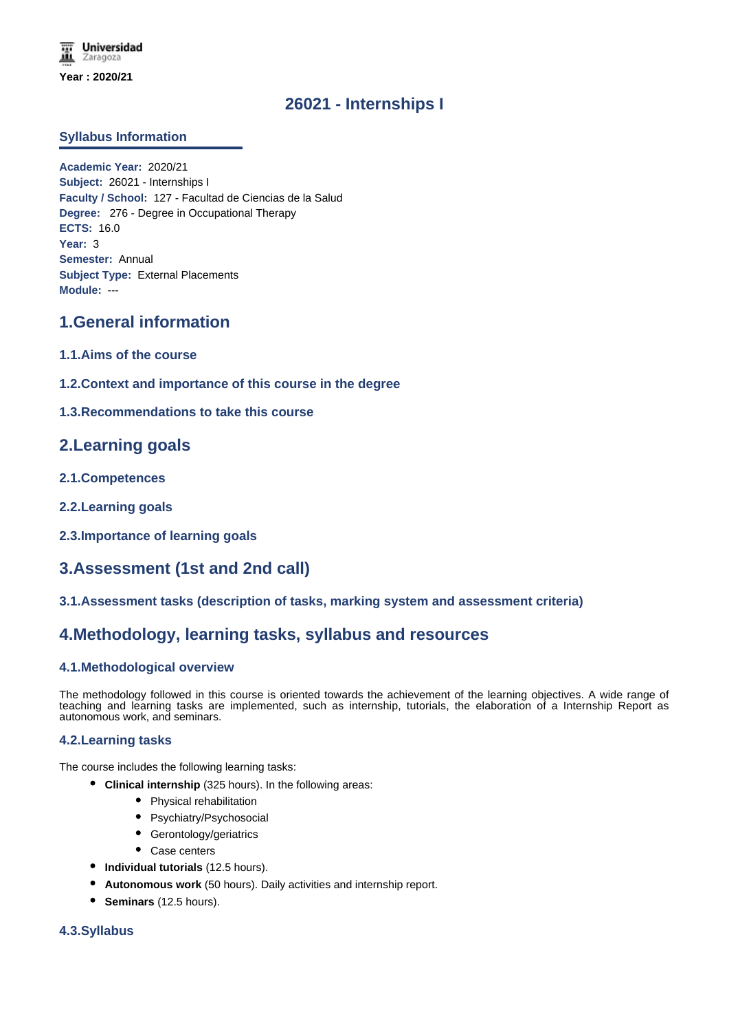Universidad Zaragoza

**Year : 2020/21**

# 26021 - Internships I

## Syllabus Information

**Academic Year:** 2020/21
**Subject:** 26021 - Internships I
**Faculty / School:** 127 - Facultad de Ciencias de la Salud
**Degree:** 276 - Degree in Occupational Therapy
**ECTS:** 16.0
**Year:** 3
**Semester:** Annual
**Subject Type:** External Placements
**Module:** ---

## 1.General information

### 1.1.Aims of the course

### 1.2.Context and importance of this course in the degree

### 1.3.Recommendations to take this course

## 2.Learning goals

### 2.1.Competences

### 2.2.Learning goals

### 2.3.Importance of learning goals

## 3.Assessment (1st and 2nd call)

### 3.1.Assessment tasks (description of tasks, marking system and assessment criteria)

## 4.Methodology, learning tasks, syllabus and resources

### 4.1.Methodological overview

The methodology followed in this course is oriented towards the achievement of the learning objectives. A wide range of teaching and learning tasks are implemented, such as internship, tutorials, the elaboration of a Internship Report as autonomous work, and seminars.

### 4.2.Learning tasks

The course includes the following learning tasks:

- **Clinical internship** (325 hours). In the following areas:
  - Physical rehabilitation
  - Psychiatry/Psychosocial
  - Gerontology/geriatrics
  - Case centers
- **Individual tutorials** (12.5 hours).
- **Autonomous work** (50 hours). Daily activities and internship report.
- **Seminars** (12.5 hours).

### 4.3.Syllabus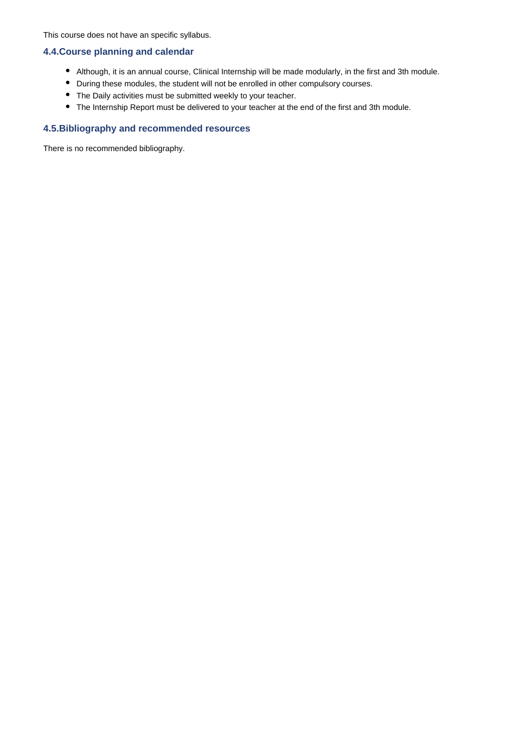This course does not have an specific syllabus.

### 4.4.Course planning and calendar

- Although, it is an annual course, Clinical Internship will be made modularly, in the first and 3th module.
- During these modules, the student will not be enrolled in other compulsory courses.
- The Daily activities must be submitted weekly to your teacher.
- The Internship Report must be delivered to your teacher at the end of the first and 3th module.

### 4.5.Bibliography and recommended resources

There is no recommended bibliography.